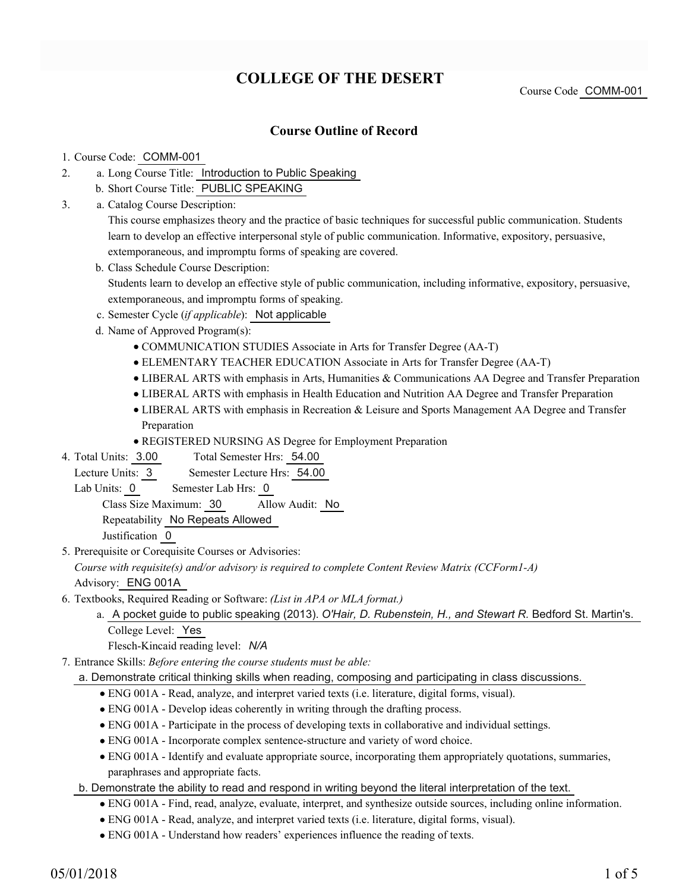# COLLEGE OF THE DESERT

Course Code COMM-001

## Course Outline of Record

1. Course Code: COMM-001
2. a. Long Course Title: Introduction to Public Speaking
   b. Short Course Title: PUBLIC SPEAKING
3. a. Catalog Course Description:
   This course emphasizes theory and the practice of basic techniques for successful public communication. Students learn to develop an effective interpersonal style of public communication. Informative, expository, persuasive, extemporaneous, and impromptu forms of speaking are covered.
   b. Class Schedule Course Description:
   Students learn to develop an effective style of public communication, including informative, expository, persuasive, extemporaneous, and impromptu forms of speaking.
   c. Semester Cycle (*if applicable*): Not applicable
   d. Name of Approved Program(s):
      - COMMUNICATION STUDIES Associate in Arts for Transfer Degree (AA-T)
      - ELEMENTARY TEACHER EDUCATION Associate in Arts for Transfer Degree (AA-T)
      - LIBERAL ARTS with emphasis in Arts, Humanities & Communications AA Degree and Transfer Preparation
      - LIBERAL ARTS with emphasis in Health Education and Nutrition AA Degree and Transfer Preparation
      - LIBERAL ARTS with emphasis in Recreation & Leisure and Sports Management AA Degree and Transfer Preparation
      - REGISTERED NURSING AS Degree for Employment Preparation
4. Total Units: 3.00 Total Semester Hrs: 54.00
   Lecture Units: 3 Semester Lecture Hrs: 54.00
   Lab Units: 0 Semester Lab Hrs: 0
   Class Size Maximum: 30 Allow Audit: No
   Repeatability No Repeats Allowed
   Justification 0
5. Prerequisite or Corequisite Courses or Advisories:
   *Course with requisite(s) and/or advisory is required to complete Content Review Matrix (CCForm1-A)*
   Advisory: ENG 001A
6. Textbooks, Required Reading or Software: *(List in APA or MLA format.)*
   a. A pocket guide to public speaking (2013). *O'Hair, D. Rubenstein, H., and Stewart R.* Bedford St. Martin's.
      College Level: Yes
      Flesch-Kincaid reading level: *N/A*
7. Entrance Skills: *Before entering the course students must be able:*
   a. Demonstrate critical thinking skills when reading, composing and participating in class discussions.
      - ENG 001A - Read, analyze, and interpret varied texts (i.e. literature, digital forms, visual).
      - ENG 001A - Develop ideas coherently in writing through the drafting process.
      - ENG 001A - Participate in the process of developing texts in collaborative and individual settings.
      - ENG 001A - Incorporate complex sentence-structure and variety of word choice.
      - ENG 001A - Identify and evaluate appropriate source, incorporating them appropriately quotations, summaries, paraphrases and appropriate facts.
   b. Demonstrate the ability to read and respond in writing beyond the literal interpretation of the text.
      - ENG 001A - Find, read, analyze, evaluate, interpret, and synthesize outside sources, including online information.
      - ENG 001A - Read, analyze, and interpret varied texts (i.e. literature, digital forms, visual).
      - ENG 001A - Understand how readers' experiences influence the reading of texts.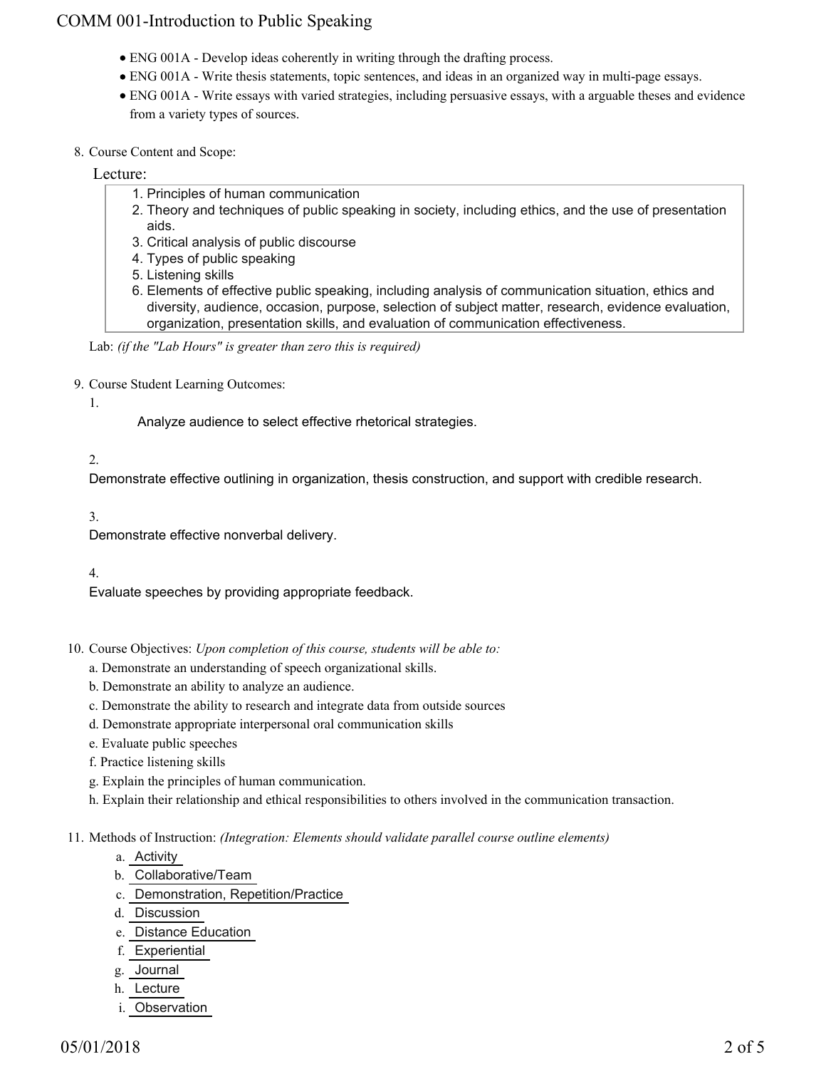- ENG 001A - Develop ideas coherently in writing through the drafting process.
- ENG 001A - Write thesis statements, topic sentences, and ideas in an organized way in multi-page essays.
- ENG 001A - Write essays with varied strategies, including persuasive essays, with a arguable theses and evidence from a variety types of sources.

8. Course Content and Scope:

Lecture:

1. Principles of human communication
2. Theory and techniques of public speaking in society, including ethics, and the use of presentation aids.
3. Critical analysis of public discourse
4. Types of public speaking
5. Listening skills
6. Elements of effective public speaking, including analysis of communication situation, ethics and diversity, audience, occasion, purpose, selection of subject matter, research, evidence evaluation, organization, presentation skills, and evaluation of communication effectiveness.

Lab: *(if the "Lab Hours" is greater than zero this is required)*

9. Course Student Learning Outcomes:

1. Analyze audience to select effective rhetorical strategies.

2. Demonstrate effective outlining in organization, thesis construction, and support with credible research.

3. Demonstrate effective nonverbal delivery.

4. Evaluate speeches by providing appropriate feedback.

10. Course Objectives: *Upon completion of this course, students will be able to:*

a. Demonstrate an understanding of speech organizational skills.
b. Demonstrate an ability to analyze an audience.
c. Demonstrate the ability to research and integrate data from outside sources
d. Demonstrate appropriate interpersonal oral communication skills
e. Evaluate public speeches
f. Practice listening skills
g. Explain the principles of human communication.
h. Explain their relationship and ethical responsibilities to others involved in the communication transaction.

11. Methods of Instruction: *(Integration: Elements should validate parallel course outline elements)*

a. Activity
b. Collaborative/Team
c. Demonstration, Repetition/Practice
d. Discussion
e. Distance Education
f. Experiential
g. Journal
h. Lecture
i. Observation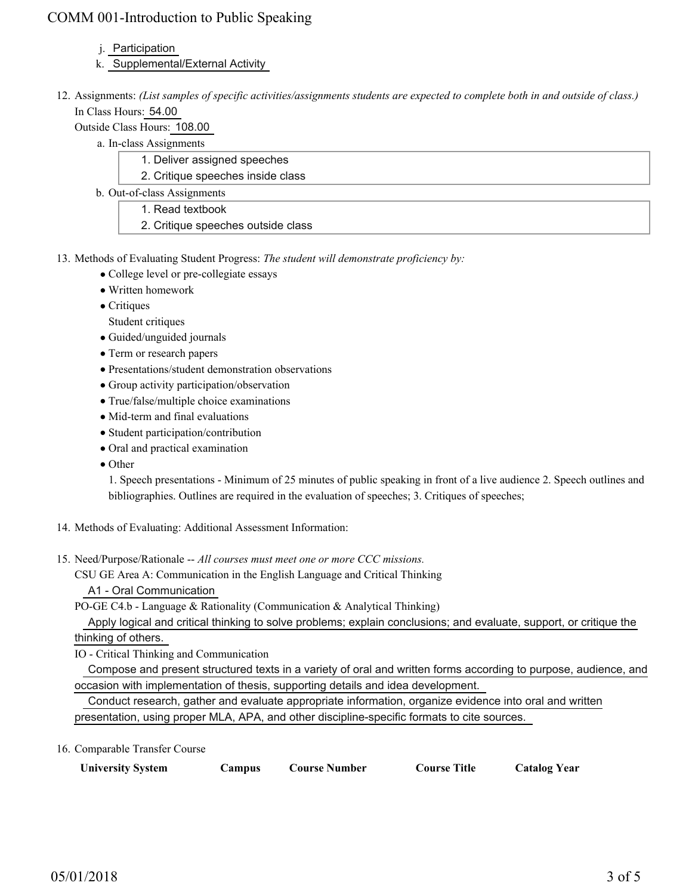j. Participation
k. Supplemental/External Activity

12. Assignments: *(List samples of specific activities/assignments students are expected to complete both in and outside of class.)*
    In Class Hours: 54.00
    Outside Class Hours: 108.00
    a. In-class Assignments
       1. Deliver assigned speeches
       2. Critique speeches inside class
    b. Out-of-class Assignments
       1. Read textbook
       2. Critique speeches outside class

13. Methods of Evaluating Student Progress: *The student will demonstrate proficiency by:*
    - College level or pre-collegiate essays
    - Written homework
    - Critiques
      Student critiques
    - Guided/unguided journals
    - Term or research papers
    - Presentations/student demonstration observations
    - Group activity participation/observation
    - True/false/multiple choice examinations
    - Mid-term and final evaluations
    - Student participation/contribution
    - Oral and practical examination
    - Other
      1. Speech presentations - Minimum of 25 minutes of public speaking in front of a live audience 2. Speech outlines and bibliographies. Outlines are required in the evaluation of speeches; 3. Critiques of speeches;

14. Methods of Evaluating: Additional Assessment Information:

15. Need/Purpose/Rationale -- *All courses must meet one or more CCC missions.*
    CSU GE Area A: Communication in the English Language and Critical Thinking
    A1 - Oral Communication
    PO-GE C4.b - Language & Rationality (Communication & Analytical Thinking)
    Apply logical and critical thinking to solve problems; explain conclusions; and evaluate, support, or critique the thinking of others.
    IO - Critical Thinking and Communication
    Compose and present structured texts in a variety of oral and written forms according to purpose, audience, and occasion with implementation of thesis, supporting details and idea development.
    Conduct research, gather and evaluate appropriate information, organize evidence into oral and written presentation, using proper MLA, APA, and other discipline-specific formats to cite sources.

16. Comparable Transfer Course

| University System | Campus | Course Number | Course Title | Catalog Year |
| --- | --- | --- | --- | --- |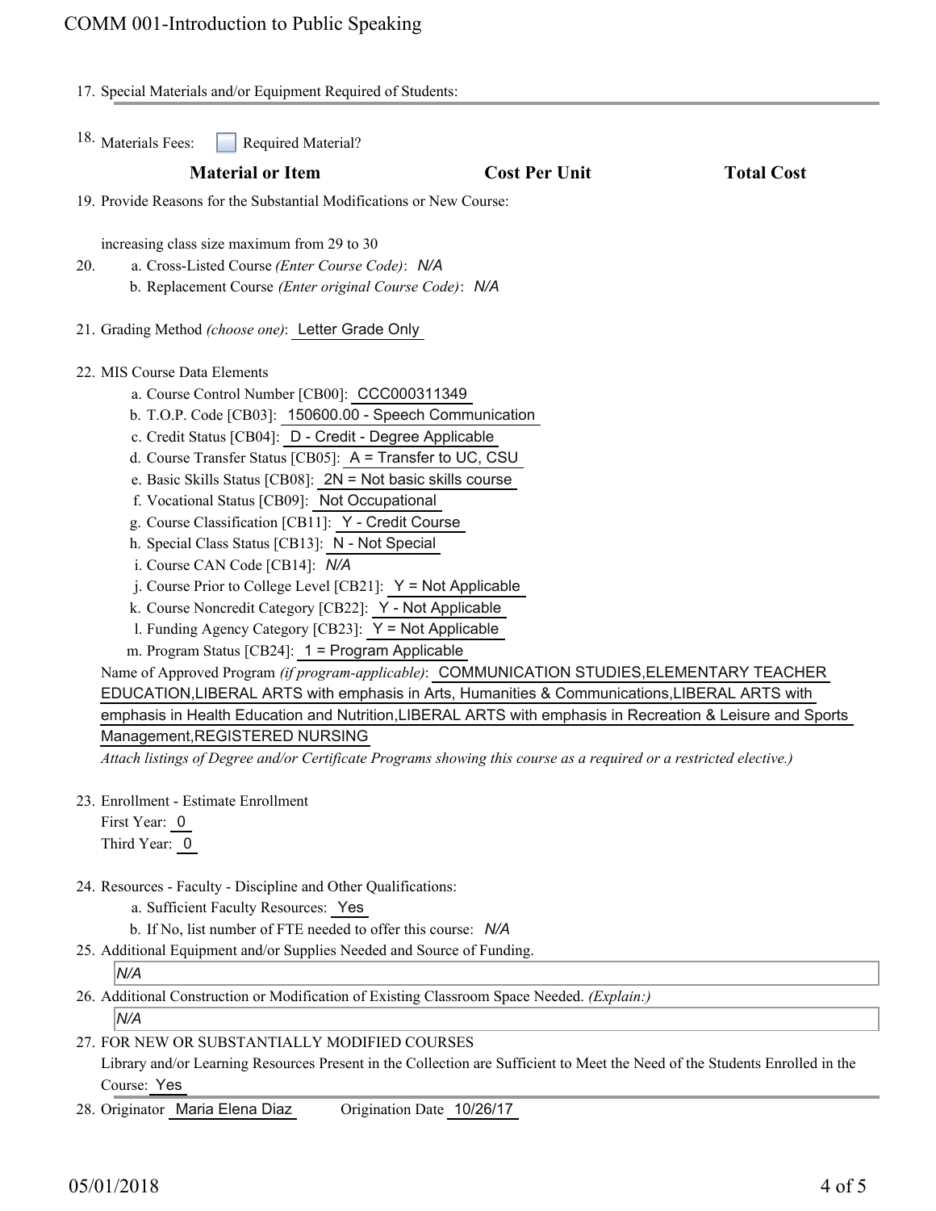17. Special Materials and/or Equipment Required of Students:

18. Materials Fees: ☐ Required Material?

| Material or Item | Cost Per Unit | Total Cost |
|---|---|---|

19. Provide Reasons for the Substantial Modifications or New Course:

    increasing class size maximum from 29 to 30

20. a. Cross-Listed Course *(Enter Course Code)*: *N/A*
    b. Replacement Course *(Enter original Course Code)*: *N/A*

21. Grading Method *(choose one)*: Letter Grade Only

22. MIS Course Data Elements
    a. Course Control Number [CB00]: CCC000311349
    b. T.O.P. Code [CB03]: 150600.00 - Speech Communication
    c. Credit Status [CB04]: D - Credit - Degree Applicable
    d. Course Transfer Status [CB05]: A = Transfer to UC, CSU
    e. Basic Skills Status [CB08]: 2N = Not basic skills course
    f. Vocational Status [CB09]: Not Occupational
    g. Course Classification [CB11]: Y - Credit Course
    h. Special Class Status [CB13]: N - Not Special
    i. Course CAN Code [CB14]: *N/A*
    j. Course Prior to College Level [CB21]: Y = Not Applicable
    k. Course Noncredit Category [CB22]: Y - Not Applicable
    l. Funding Agency Category [CB23]: Y = Not Applicable
    m. Program Status [CB24]: 1 = Program Applicable

    Name of Approved Program *(if program-applicable)*: COMMUNICATION STUDIES,ELEMENTARY TEACHER EDUCATION,LIBERAL ARTS with emphasis in Arts, Humanities & Communications,LIBERAL ARTS with emphasis in Health Education and Nutrition,LIBERAL ARTS with emphasis in Recreation & Leisure and Sports Management,REGISTERED NURSING

    *Attach listings of Degree and/or Certificate Programs showing this course as a required or a restricted elective.)*

23. Enrollment - Estimate Enrollment
    First Year: 0
    Third Year: 0

24. Resources - Faculty - Discipline and Other Qualifications:
    a. Sufficient Faculty Resources: Yes
    b. If No, list number of FTE needed to offer this course: *N/A*

25. Additional Equipment and/or Supplies Needed and Source of Funding.
    *N/A*

26. Additional Construction or Modification of Existing Classroom Space Needed. *(Explain:)*
    *N/A*

27. FOR NEW OR SUBSTANTIALLY MODIFIED COURSES
    Library and/or Learning Resources Present in the Collection are Sufficient to Meet the Need of the Students Enrolled in the Course: Yes

28. Originator Maria Elena Diaz    Origination Date 10/26/17